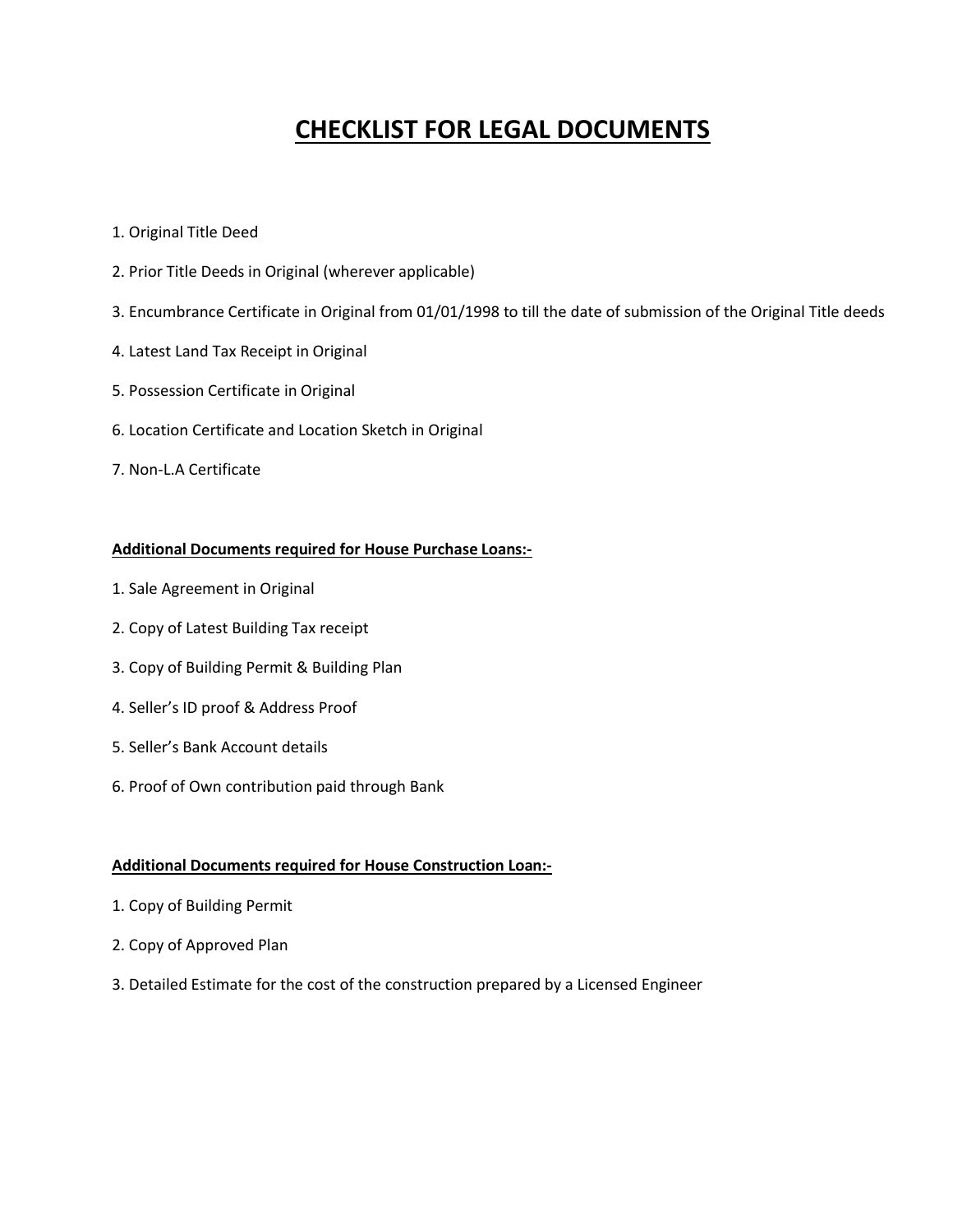# CHECKLIST FOR LEGAL DOCUMENTS

1. Original Title Deed
2. Prior Title Deeds in Original (wherever applicable)
3. Encumbrance Certificate in Original from 01/01/1998 to till the date of submission of the Original Title deeds
4. Latest Land Tax Receipt in Original
5. Possession Certificate in Original
6. Location Certificate and Location Sketch in Original
7. Non-L.A Certificate

**Additional Documents required for House Purchase Loans:-**

1. Sale Agreement in Original
2. Copy of Latest Building Tax receipt
3. Copy of Building Permit & Building Plan
4. Seller's ID proof & Address Proof
5. Seller's Bank Account details
6. Proof of Own contribution paid through Bank

**Additional Documents required for House Construction Loan:-**

1. Copy of Building Permit
2. Copy of Approved Plan
3. Detailed Estimate for the cost of the construction prepared by a Licensed Engineer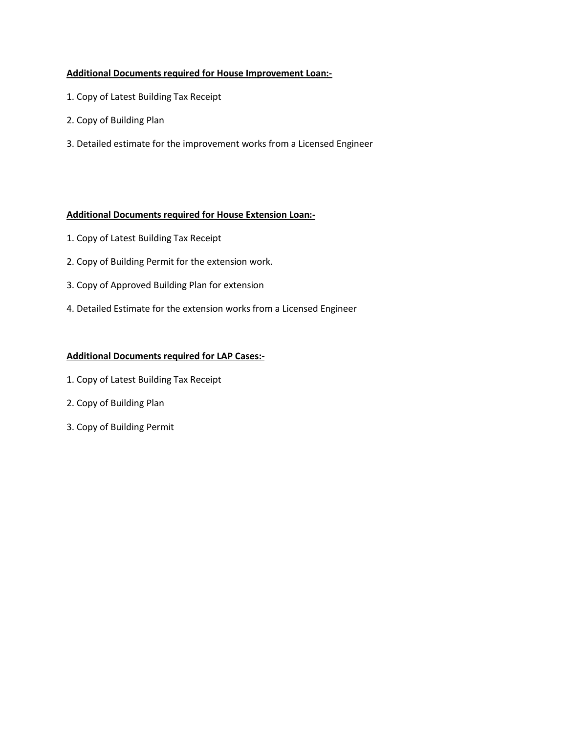**Additional Documents required for House Improvement Loan:-**

1. Copy of Latest Building Tax Receipt
2. Copy of Building Plan
3. Detailed estimate for the improvement works from a Licensed Engineer

**Additional Documents required for House Extension Loan:-**

1. Copy of Latest Building Tax Receipt
2. Copy of Building Permit for the extension work.
3. Copy of Approved Building Plan for extension
4. Detailed Estimate for the extension works from a Licensed Engineer

**Additional Documents required for LAP Cases:-**

1. Copy of Latest Building Tax Receipt
2. Copy of Building Plan
3. Copy of Building Permit